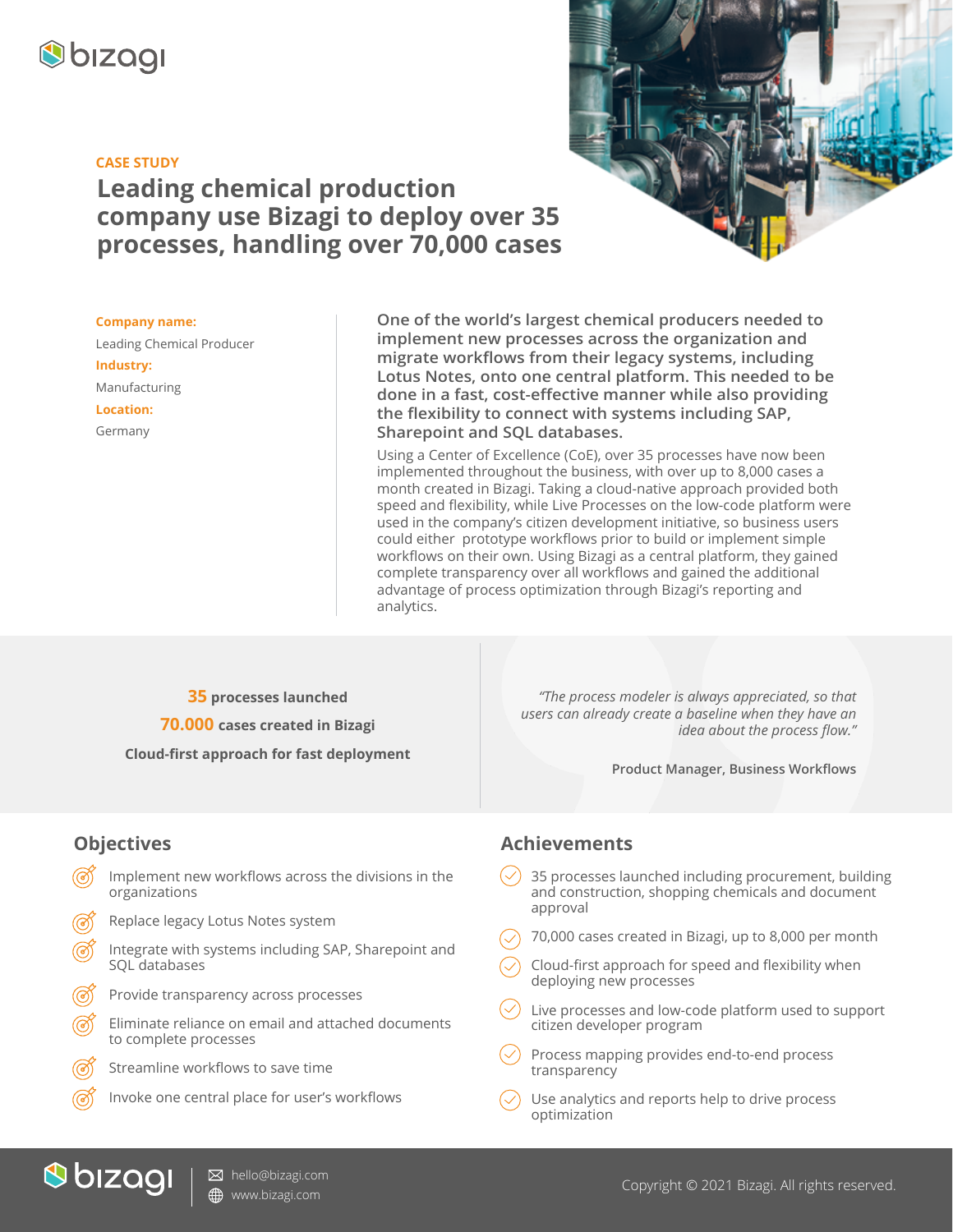bizagi

CASE STUDY

# Leading chemical production company use Bizagi to deploy over 35 processes, handling over 70,000 cases

**Company name:**
Leading Chemical Producer

**Industry:**
Manufacturing

**Location:**
Germany

**One of the world's largest chemical producers needed to implement new processes across the organization and migrate workflows from their legacy systems, including Lotus Notes, onto one central platform. This needed to be done in a fast, cost-effective manner while also providing the flexibility to connect with systems including SAP, Sharepoint and SQL databases.**

Using a Center of Excellence (CoE), over 35 processes have now been implemented throughout the business, with over up to 8,000 cases a month created in Bizagi. Taking a cloud-native approach provided both speed and flexibility, while Live Processes on the low-code platform were used in the company's citizen development initiative, so business users could either prototype workflows prior to build or implement simple workflows on their own. Using Bizagi as a central platform, they gained complete transparency over all workflows and gained the additional advantage of process optimization through Bizagi's reporting and analytics.

**35** processes launched

**70.000** cases created in Bizagi

**Cloud-first approach for fast deployment**

*"The process modeler is always appreciated, so that users can already create a baseline when they have an idea about the process flow."*

**Product Manager, Business Workflows**

## Objectives

- Implement new workflows across the divisions in the organizations
- Replace legacy Lotus Notes system
- Integrate with systems including SAP, Sharepoint and SQL databases
- Provide transparency across processes
- Eliminate reliance on email and attached documents to complete processes
- Streamline workflows to save time
- Invoke one central place for user's workflows

## Achievements

- 35 processes launched including procurement, building and construction, shopping chemicals and document approval
- 70,000 cases created in Bizagi, up to 8,000 per month
- Cloud-first approach for speed and flexibility when deploying new processes
- Live processes and low-code platform used to support citizen developer program
- Process mapping provides end-to-end process transparency
- Use analytics and reports help to drive process optimization

bizagi | hello@bizagi.com | www.bizagi.com

Copyright © 2021 Bizagi. All rights reserved.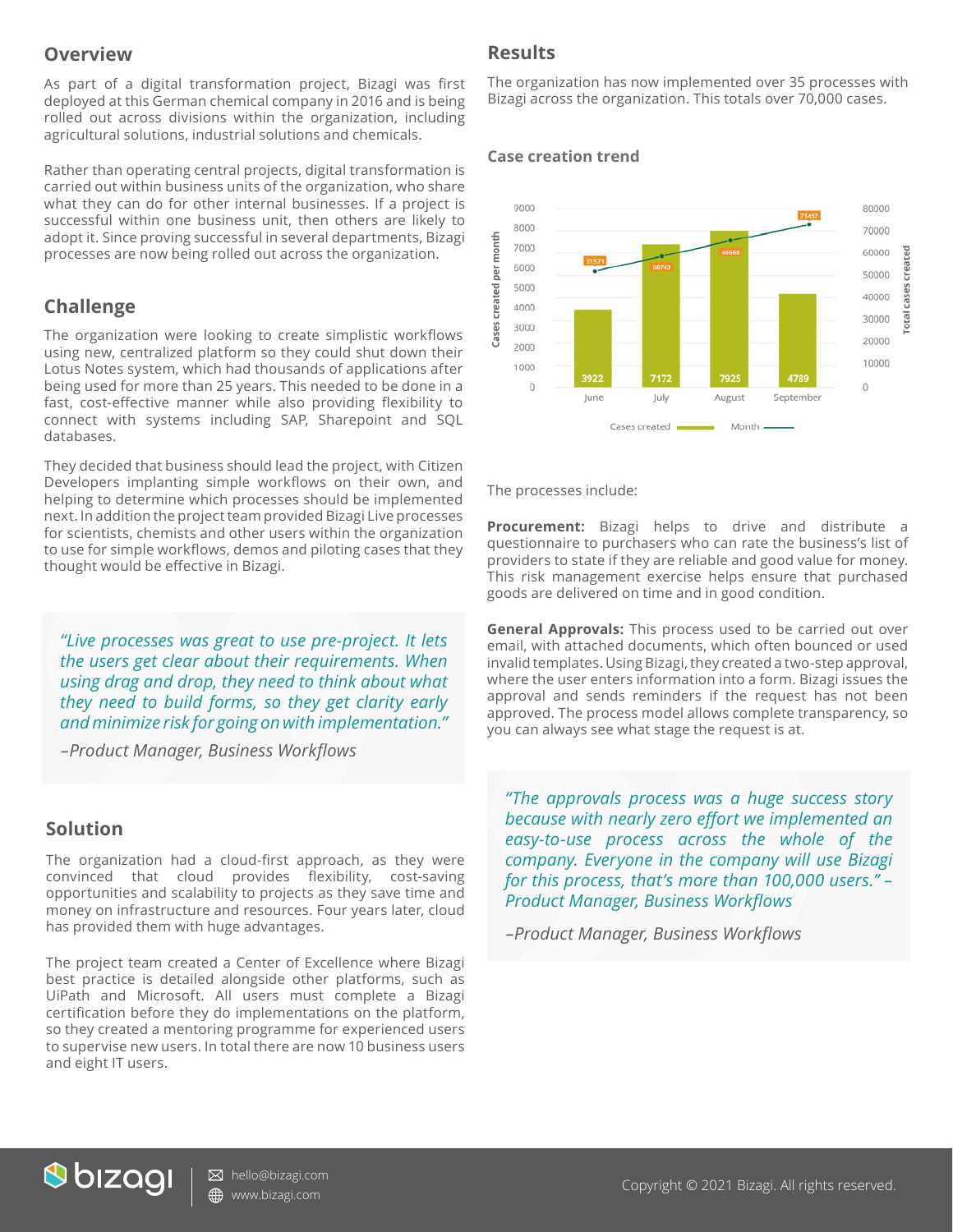## Overview

As part of a digital transformation project, Bizagi was first deployed at this German chemical company in 2016 and is being rolled out across divisions within the organization, including agricultural solutions, industrial solutions and chemicals.

Rather than operating central projects, digital transformation is carried out within business units of the organization, who share what they can do for other internal businesses. If a project is successful within one business unit, then others are likely to adopt it. Since proving successful in several departments, Bizagi processes are now being rolled out across the organization.

## Challenge

The organization were looking to create simplistic workflows using new, centralized platform so they could shut down their Lotus Notes system, which had thousands of applications after being used for more than 25 years. This needed to be done in a fast, cost-effective manner while also providing flexibility to connect with systems including SAP, Sharepoint and SQL databases.

They decided that business should lead the project, with Citizen Developers implanting simple workflows on their own, and helping to determine which processes should be implemented next. In addition the project team provided Bizagi Live processes for scientists, chemists and other users within the organization to use for simple workflows, demos and piloting cases that they thought would be effective in Bizagi.

> *"Live processes was great to use pre-project. It lets the users get clear about their requirements. When using drag and drop, they need to think about what they need to build forms, so they get clarity early and minimize risk for going on with implementation."*
>
> *–Product Manager, Business Workflows*

## Solution

The organization had a cloud-first approach, as they were convinced that cloud provides flexibility, cost-saving opportunities and scalability to projects as they save time and money on infrastructure and resources. Four years later, cloud has provided them with huge advantages.

The project team created a Center of Excellence where Bizagi best practice is detailed alongside other platforms, such as UiPath and Microsoft. All users must complete a Bizagi certification before they do implementations on the platform, so they created a mentoring programme for experienced users to supervise new users. In total there are now 10 business users and eight IT users.

## Results

The organization has now implemented over 35 processes with Bizagi across the organization. This totals over 70,000 cases.

### Case creation trend

| Month | Cases created per month | Total cases created |
|---|---|---|
| June | 3922 | 51571 |
| July | 7172 | 58743 |
| August | 7925 | 66668 |
| September | 4789 | 71457 |

The processes include:

**Procurement:** Bizagi helps to drive and distribute a questionnaire to purchasers who can rate the business's list of providers to state if they are reliable and good value for money. This risk management exercise helps ensure that purchased goods are delivered on time and in good condition.

**General Approvals:** This process used to be carried out over email, with attached documents, which often bounced or used invalid templates. Using Bizagi, they created a two-step approval, where the user enters information into a form. Bizagi issues the approval and sends reminders if the request has not been approved. The process model allows complete transparency, so you can always see what stage the request is at.

> *"The approvals process was a huge success story because with nearly zero effort we implemented an easy-to-use process across the whole of the company. Everyone in the company will use Bizagi for this process, that's more than 100,000 users." – Product Manager, Business Workflows*
>
> *–Product Manager, Business Workflows*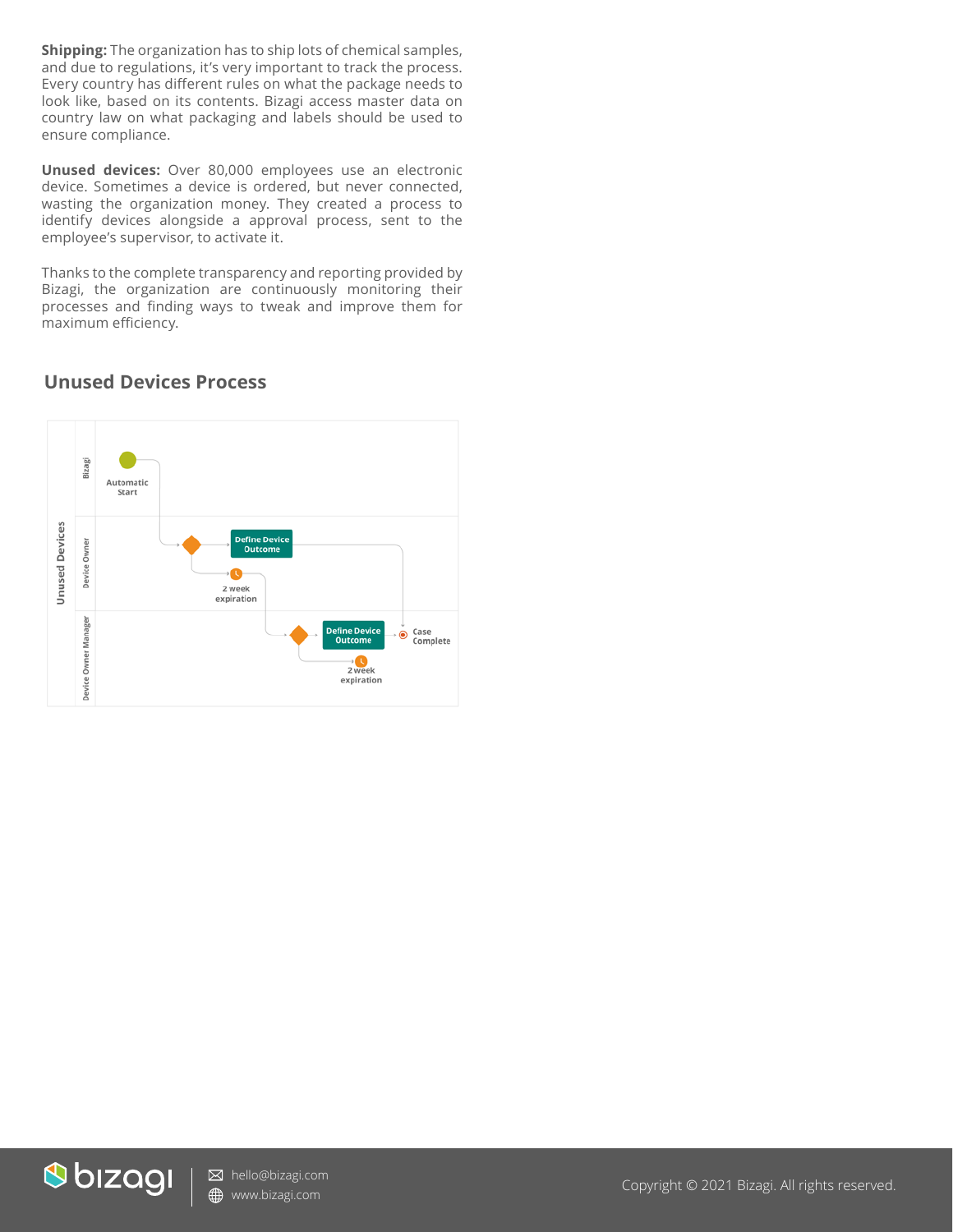**Shipping:** The organization has to ship lots of chemical samples, and due to regulations, it's very important to track the process. Every country has different rules on what the package needs to look like, based on its contents. Bizagi access master data on country law on what packaging and labels should be used to ensure compliance.

**Unused devices:** Over 80,000 employees use an electronic device. Sometimes a device is ordered, but never connected, wasting the organization money. They created a process to identify devices alongside a approval process, sent to the employee's supervisor, to activate it.

Thanks to the complete transparency and reporting provided by Bizagi, the organization are continuously monitoring their processes and finding ways to tweak and improve them for maximum efficiency.

## Unused Devices Process

Unused Devices

Bizagi

Automatic Start

Device Owner

Define Device Outcome

2 week expiration

Device Owner Manager

Define Device Outcome

Case Complete

2 week expiration